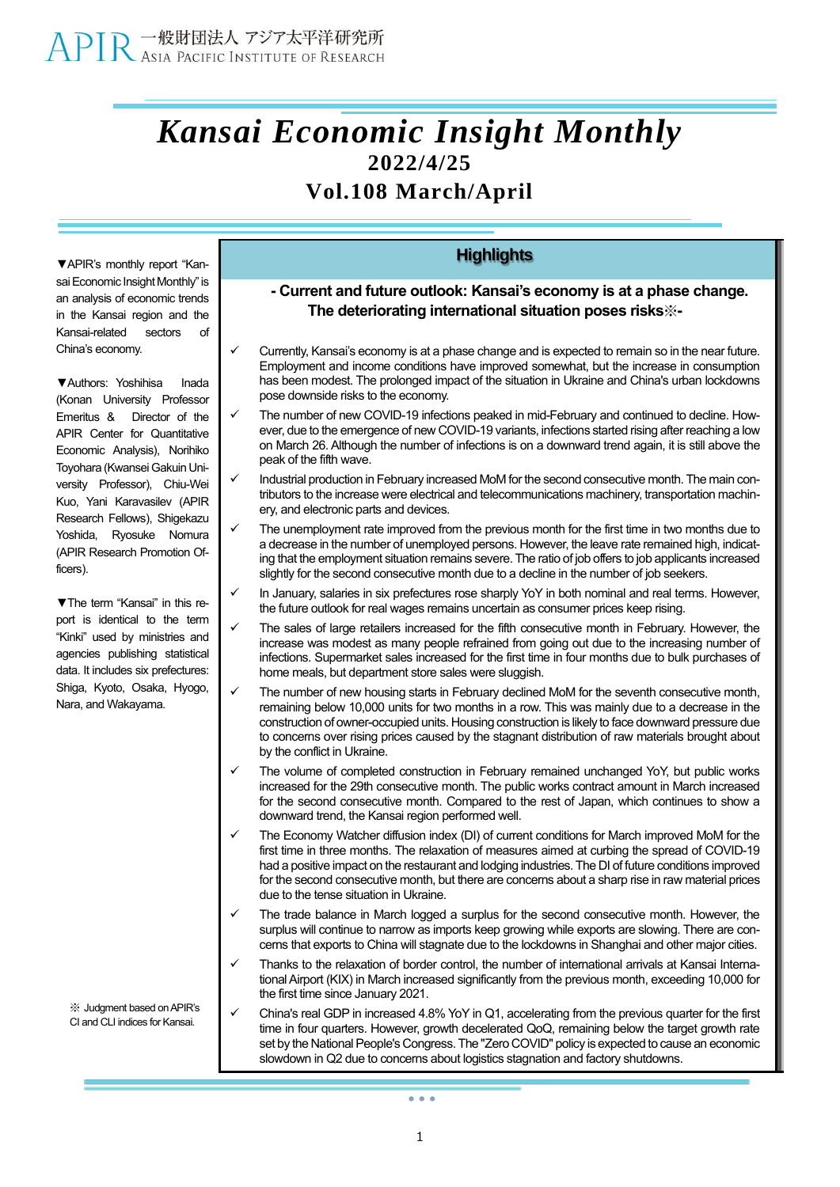APIR 一般財団法人 アジア太平洋研究所 Asia Pacific Institute of Research

# *Kansai Economic Insight Monthly*

**2022/4/25**

**Vol.108 March/April**

▼APIR's monthly report "Kansai Economic Insight Monthly" is an analysis of economic trends in the Kansai region and the Kansai-related sectors of China's economy.

▼Authors: Yoshihisa Inada (Konan University Professor Emeritus & Director of the APIR Center for Quantitative Economic Analysis), Norihiko Toyohara (Kwansei Gakuin University Professor), Chiu-Wei Kuo, Yani Karavasilev (APIR Research Fellows), Shigekazu Yoshida, Ryosuke Nomura (APIR Research Promotion Officers).

▼The term "Kansai" in this report is identical to the term "Kinki" used by ministries and agencies publishing statistical data. It includes six prefectures: Shiga, Kyoto, Osaka, Hyogo, Nara, and Wakayama.

※ Judgment based on APIR's CI and CLI indices for Kansai.

## Highlights

**- Current and future outlook: Kansai's economy is at a phase change. The deteriorating international situation poses risks※-**

- ✓ Currently, Kansai's economy is at a phase change and is expected to remain so in the near future. Employment and income conditions have improved somewhat, but the increase in consumption has been modest. The prolonged impact of the situation in Ukraine and China's urban lockdowns pose downside risks to the economy.
- ✓ The number of new COVID-19 infections peaked in mid-February and continued to decline. However, due to the emergence of new COVID-19 variants, infections started rising after reaching a low on March 26. Although the number of infections is on a downward trend again, it is still above the peak of the fifth wave.
- ✓ Industrial production in February increased MoM for the second consecutive month. The main contributors to the increase were electrical and telecommunications machinery, transportation machinery, and electronic parts and devices.
- ✓ The unemployment rate improved from the previous month for the first time in two months due to a decrease in the number of unemployed persons. However, the leave rate remained high, indicating that the employment situation remains severe. The ratio of job offers to job applicants increased slightly for the second consecutive month due to a decline in the number of job seekers.
- ✓ In January, salaries in six prefectures rose sharply YoY in both nominal and real terms. However, the future outlook for real wages remains uncertain as consumer prices keep rising.
- ✓ The sales of large retailers increased for the fifth consecutive month in February. However, the increase was modest as many people refrained from going out due to the increasing number of infections. Supermarket sales increased for the first time in four months due to bulk purchases of home meals, but department store sales were sluggish.
- ✓ The number of new housing starts in February declined MoM for the seventh consecutive month, remaining below 10,000 units for two months in a row. This was mainly due to a decrease in the construction of owner-occupied units. Housing construction is likely to face downward pressure due to concerns over rising prices caused by the stagnant distribution of raw materials brought about by the conflict in Ukraine.
- ✓ The volume of completed construction in February remained unchanged YoY, but public works increased for the 29th consecutive month. The public works contract amount in March increased for the second consecutive month. Compared to the rest of Japan, which continues to show a downward trend, the Kansai region performed well.
- ✓ The Economy Watcher diffusion index (DI) of current conditions for March improved MoM for the first time in three months. The relaxation of measures aimed at curbing the spread of COVID-19 had a positive impact on the restaurant and lodging industries. The DI of future conditions improved for the second consecutive month, but there are concerns about a sharp rise in raw material prices due to the tense situation in Ukraine.
- ✓ The trade balance in March logged a surplus for the second consecutive month. However, the surplus will continue to narrow as imports keep growing while exports are slowing. There are concerns that exports to China will stagnate due to the lockdowns in Shanghai and other major cities.
- ✓ Thanks to the relaxation of border control, the number of international arrivals at Kansai International Airport (KIX) in March increased significantly from the previous month, exceeding 10,000 for the first time since January 2021.
- ✓ China's real GDP in increased 4.8% YoY in Q1, accelerating from the previous quarter for the first time in four quarters. However, growth decelerated QoQ, remaining below the target growth rate set by the National People's Congress. The "Zero COVID" policy is expected to cause an economic slowdown in Q2 due to concerns about logistics stagnation and factory shutdowns.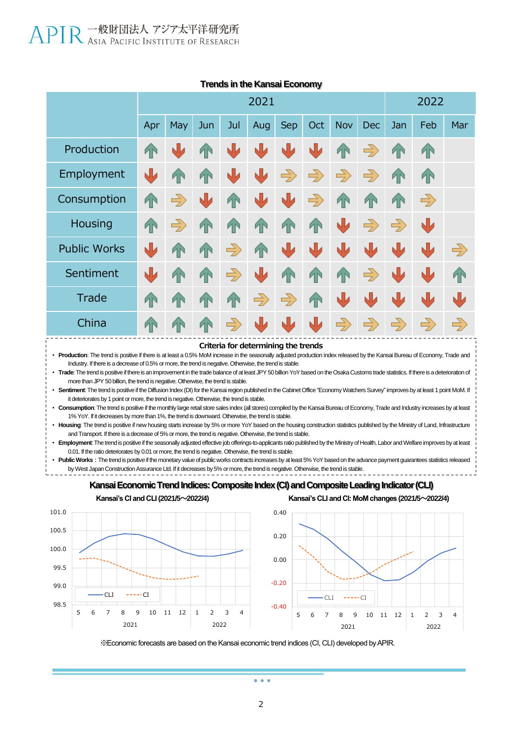## Trends in the Kansai Economy

| | 2021 | | | | | | | | | 2022 | | |
|---|---|---|---|---|---|---|---|---|---|---|---|---|
| | Apr | May | Jun | Jul | Aug | Sep | Oct | Nov | Dec | Jan | Feb | Mar |
| Production | ↑ | ↓ | ↑ | ↓ | ↓ | ↓ | ↓ | ↑ | → | ↑ | ↑ | |
| Employment | ↓ | ↑ | ↑ | ↓ | ↓ | → | → | → | → | ↑ | ↑ | |
| Consumption | ↑ | → | ↓ | ↑ | ↓ | ↓ | → | ↑ | ↑ | ↑ | → | |
| Housing | ↑ | → | ↑ | ↑ | ↑ | ↑ | ↑ | ↓ | → | → | ↓ | |
| Public Works | ↓ | ↑ | ↑ | → | ↑ | ↓ | ↓ | ↓ | ↓ | ↓ | ↓ | → |
| Sentiment | ↓ | ↑ | ↑ | → | ↓ | ↑ | ↑ | ↑ | → | ↓ | ↓ | ↑ |
| Trade | ↑ | ↑ | ↑ | ↑ | → | → | ↑ | ↓ | ↓ | ↓ | ↓ | ↓ |
| China | ↑ | ↑ | ↑ | → | ↓ | ↓ | ↓ | → | → | → | → | → |

### Criteria for determining the trends

- **Production**: The trend is positive if there is at least a 0.5% MoM increase in the seasonally adjusted production index released by the Kansai Bureau of Economy, Trade and Industry. If there is a decrease of 0.5% or more, the trend is negative. Otherwise, the trend is stable.
- **Trade**: The trend is positive if there is an improvement in the trade balance of at least JPY 50 billion YoY based on the Osaka Customs trade statistics. If there is a deterioration of more than JPY 50 billion, the trend is negative. Otherwise, the trend is stable.
- **Sentiment**: The trend is positive if the Diffusion Index (DI) for the Kansai region published in the Cabinet Office "Economy Watchers Survey" improves by at least 1 point MoM. If it deteriorates by 1 point or more, the trend is negative. Otherwise, the trend is stable.
- **Consumption**: The trend is positive if the monthly large retail store sales index (all stores) compiled by the Kansai Bureau of Economy, Trade and Industry increases by at least 1% YoY. If it decreases by more than 1%, the trend is downward. Otherwise, the trend is stable.
- **Housing**: The trend is positive if new housing starts increase by 5% or more YoY based on the housing construction statistics published by the Ministry of Land, Infrastructure and Transport. If there is a decrease of 5% or more, the trend is negative. Otherwise, the trend is stable.
- **Employment**: The trend is positive if the seasonally adjusted effective job offerings-to-applicants ratio published by the Ministry of Health, Labor and Welfare improves by at least 0.01. If the ratio deteriorates by 0.01 or more, the trend is negative. Otherwise, the trend is stable.
- **Public Works**: The trend is positive if the monetary value of public works contracts increases by at least 5% YoY based on the advance payment guarantees statistics released by West Japan Construction Assurance Ltd. If it decreases by 5% or more, the trend is negative. Otherwise, the trend is stable.

## Kansai Economic Trend Indices: Composite Index (CI) and Composite Leading Indicator (CLI)

**Kansai's CI and CLI (2021/5～2022/4)**

**Kansai's CLI and CI: MoM changes (2021/5～2022/4)**

※Economic forecasts are based on the Kansai economic trend indices (CI, CLI) developed by APIR.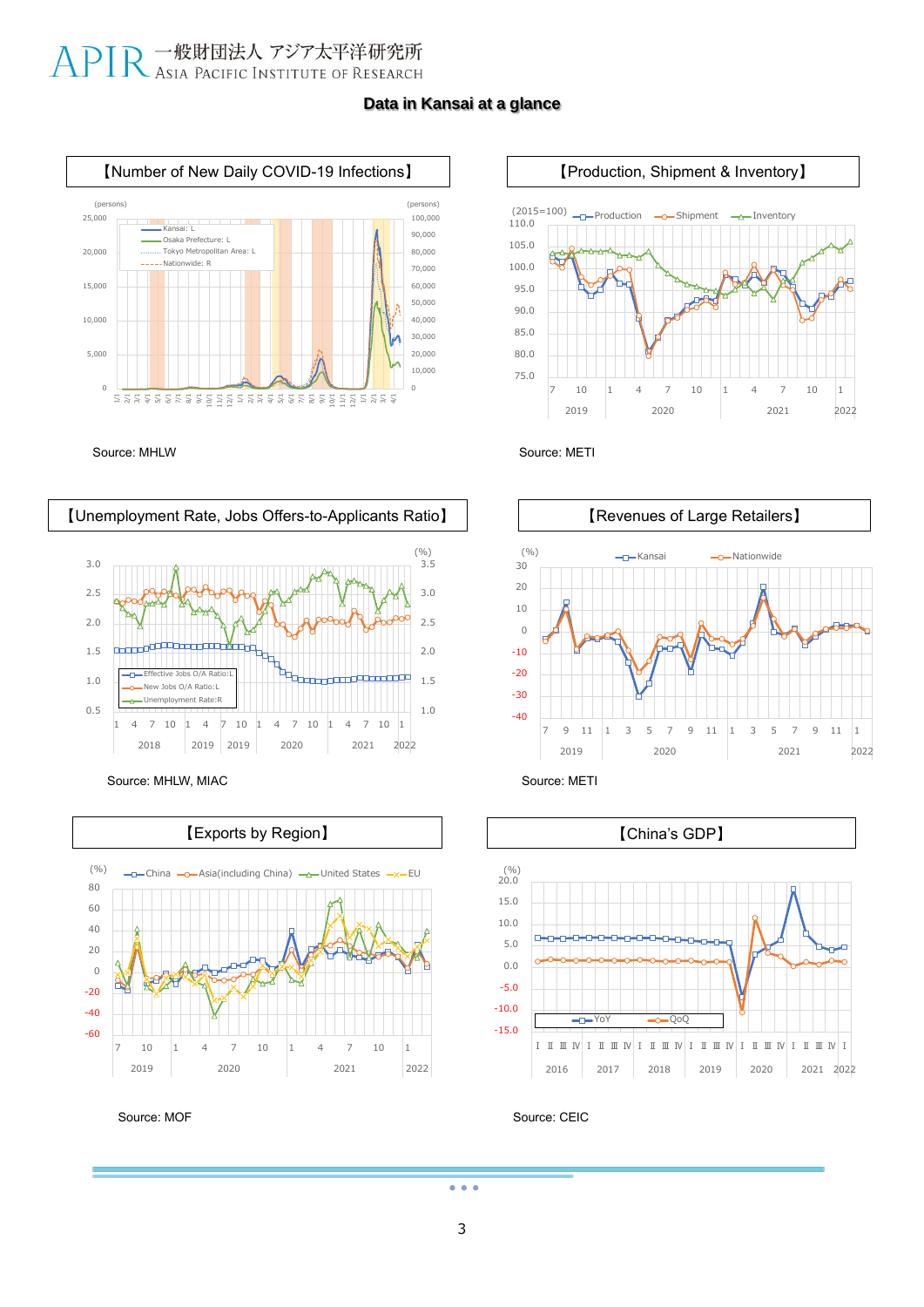# Data in Kansai at a glance

## 【Number of New Daily COVID-19 Infections】

(persons)

Kansai: L
Osaka Prefecture: L
Tokyo Metropolitan Area: L
Nationwide: R

Source: MHLW

## 【Production, Shipment & Inventory】

(2015=100)

Production, Shipment, Inventory

Source: METI

## 【Unemployment Rate, Jobs Offers-to-Applicants Ratio】

Effective Jobs O/A Ratio:L
New Jobs O/A Ratio:L
Unemployment Rate:R

Source: MHLW, MIAC

## 【Revenues of Large Retailers】

(%)

Kansai, Nationwide

Source: METI

## 【Exports by Region】

(%)

China, Asia(including China), United States, EU

Source: MOF

## 【China's GDP】

(%)

YoY, QoQ

Source: CEIC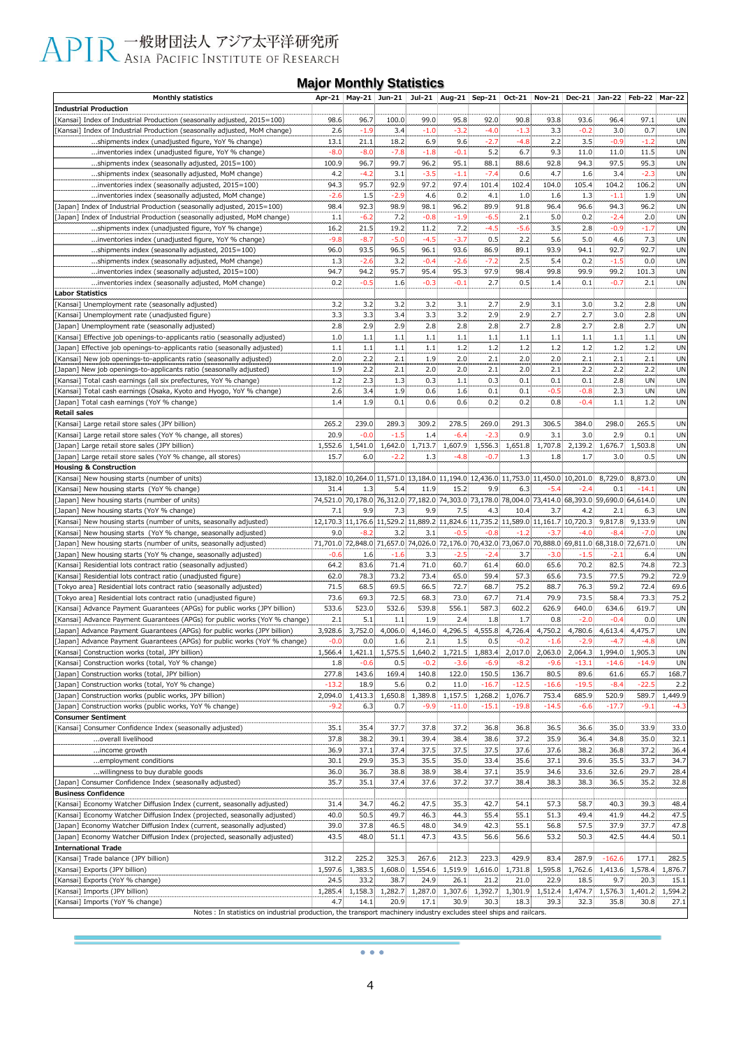## Major Monthly Statistics

| Monthly statistics | Apr-21 | May-21 | Jun-21 | Jul-21 | Aug-21 | Sep-21 | Oct-21 | Nov-21 | Dec-21 | Jan-22 | Feb-22 | Mar-22 |
|---|---|---|---|---|---|---|---|---|---|---|---|---|
| **Industrial Production** | | | | | | | | | | | | |
| [Kansai] Index of Industrial Production (seasonally adjusted, 2015=100) | 98.6 | 96.7 | 100.0 | 99.0 | 95.8 | 92.0 | 90.8 | 93.8 | 93.6 | 96.4 | 97.1 | UN |
| [Kansai] Index of Industrial Production (seasonally adjusted, MoM change) | 2.6 | -1.9 | 3.4 | -1.0 | -3.2 | -4.0 | -1.3 | 3.3 | -0.2 | 3.0 | 0.7 | UN |
| ...shipments index (unadjusted figure, YoY % change) | 13.1 | 21.1 | 18.2 | 6.9 | 9.6 | -2.7 | -4.8 | 2.2 | 3.5 | -0.9 | -1.2 | UN |
| ...inventories index (unadjusted figure, YoY % change) | -8.0 | -8.0 | -7.8 | -1.8 | -0.1 | 5.2 | 6.7 | 9.3 | 11.0 | 11.0 | 11.5 | UN |
| ...shipments index (seasonally adjusted, 2015=100) | 100.9 | 96.7 | 99.7 | 96.2 | 95.1 | 88.1 | 88.6 | 92.8 | 94.3 | 97.5 | 95.3 | UN |
| ...shipments index (seasonally adjusted, MoM change) | 4.2 | -4.2 | 3.1 | -3.5 | -1.1 | -7.4 | 0.6 | 4.7 | 1.6 | 3.4 | -2.3 | UN |
| ...inventories index (seasonally adjusted, 2015=100) | 94.3 | 95.7 | 92.9 | 97.2 | 97.4 | 101.4 | 102.4 | 104.0 | 105.4 | 104.2 | 106.2 | UN |
| ...inventories index (seasonally adjusted, MoM change) | -2.6 | 1.5 | -2.9 | 4.6 | 0.2 | 4.1 | 1.0 | 1.6 | 1.3 | -1.1 | 1.9 | UN |
| [Japan] Index of Industrial Production (seasonally adjusted, 2015=100) | 98.4 | 92.3 | 98.9 | 98.1 | 96.2 | 89.9 | 91.8 | 96.4 | 96.6 | 94.3 | 96.2 | UN |
| [Japan] Index of Industrial Production (seasonally adjusted, MoM change) | 1.1 | -6.2 | 7.2 | -0.8 | -1.9 | -6.5 | 2.1 | 5.0 | 0.2 | -2.4 | 2.0 | UN |
| ...shipments index (unadjusted figure, YoY % change) | 16.2 | 21.5 | 19.2 | 11.2 | 7.2 | -4.5 | -5.6 | 3.5 | 2.8 | -0.9 | -1.7 | UN |
| ...inventories index (unadjusted figure, YoY % change) | -9.8 | -8.7 | -5.0 | -4.5 | -3.7 | 0.5 | 2.2 | 5.6 | 5.0 | 4.6 | 7.3 | UN |
| ...shipments index (seasonally adjusted, 2015=100) | 96.0 | 93.5 | 96.5 | 96.1 | 93.6 | 86.9 | 89.1 | 93.9 | 94.1 | 92.7 | 92.7 | UN |
| ...shipments index (seasonally adjusted, MoM change) | 1.3 | -2.6 | 3.2 | -0.4 | -2.6 | -7.2 | 2.5 | 5.4 | 0.2 | -1.5 | 0.0 | UN |
| ...inventories index (seasonally adjusted, 2015=100) | 94.7 | 94.2 | 95.7 | 95.4 | 95.3 | 97.9 | 98.4 | 99.8 | 99.9 | 99.2 | 101.3 | UN |
| ...inventories index (seasonally adjusted, MoM change) | 0.2 | -0.5 | 1.6 | -0.3 | -0.1 | 2.7 | 0.5 | 1.4 | 0.1 | -0.7 | 2.1 | UN |
| **Labor Statistics** | | | | | | | | | | | | |
| [Kansai] Unemployment rate (seasonally adjusted) | 3.2 | 3.2 | 3.2 | 3.2 | 3.1 | 2.7 | 2.9 | 3.1 | 3.0 | 3.2 | 2.8 | UN |
| [Kansai] Unemployment rate (unadjusted figure) | 3.3 | 3.3 | 3.4 | 3.3 | 3.2 | 2.9 | 2.9 | 2.7 | 2.7 | 3.0 | 2.8 | UN |
| [Japan] Unemployment rate (seasonally adjusted) | 2.8 | 2.9 | 2.9 | 2.8 | 2.8 | 2.8 | 2.7 | 2.8 | 2.7 | 2.8 | 2.7 | UN |
| [Kansai] Effective job openings-to-applicants ratio (seasonally adjusted) | 1.0 | 1.1 | 1.1 | 1.1 | 1.1 | 1.1 | 1.1 | 1.1 | 1.1 | 1.1 | 1.1 | UN |
| [Japan] Effective job openings-to-applicants ratio (seasonally adjusted) | 1.1 | 1.1 | 1.1 | 1.1 | 1.2 | 1.2 | 1.2 | 1.2 | 1.2 | 1.2 | 1.2 | UN |
| [Kansai] New job openings-to-applicants ratio (seasonally adjusted) | 2.0 | 2.2 | 2.1 | 1.9 | 2.0 | 2.1 | 2.0 | 2.0 | 2.1 | 2.1 | 2.1 | UN |
| [Japan] New job openings-to-applicants ratio (seasonally adjusted) | 1.9 | 2.2 | 2.1 | 2.0 | 2.0 | 2.1 | 2.0 | 2.1 | 2.2 | 2.2 | 2.2 | UN |
| [Kansai] Total cash earnings (all six prefectures, YoY % change) | 1.2 | 2.3 | 1.3 | 0.3 | 1.1 | 0.3 | 0.1 | 0.1 | 0.1 | 2.8 | UN | UN |
| [Kansai] Total cash earnings (Osaka, Kyoto and Hyogo, YoY % change) | 2.6 | 3.4 | 1.9 | 0.6 | 1.6 | 0.1 | 0.1 | -0.5 | -0.8 | 2.3 | UN | UN |
| [Japan] Total cash earnings (YoY % change) | 1.4 | 1.9 | 0.1 | 0.6 | 0.6 | 0.2 | 0.2 | 0.8 | -0.4 | 1.1 | 1.2 | UN |
| **Retail sales** | | | | | | | | | | | | |
| [Kansai] Large retail store sales (JPY billion) | 265.2 | 239.0 | 289.3 | 309.2 | 278.5 | 269.0 | 291.3 | 306.5 | 384.0 | 298.0 | 265.5 | UN |
| [Kansai] Large retail store sales (YoY % change, all stores) | 20.9 | -0.0 | -1.5 | 1.4 | -6.4 | -2.3 | 0.9 | 3.1 | 3.0 | 2.9 | 0.1 | UN |
| [Japan] Large retail store sales (JPY billion) | 1,552.6 | 1,541.0 | 1,642.0 | 1,713.7 | 1,607.9 | 1,556.3 | 1,651.8 | 1,707.8 | 2,139.2 | 1,676.7 | 1,503.8 | UN |
| [Japan] Large retail store sales (YoY % change, all stores) | 15.7 | 6.0 | -2.2 | 1.3 | -4.8 | -0.7 | 1.3 | 1.8 | 1.7 | 3.0 | 0.5 | UN |
| **Housing & Construction** | | | | | | | | | | | | |
| [Kansai] New housing starts (number of units) | 13,182.0 | 10,264.0 | 11,571.0 | 13,184.0 | 11,194.0 | 12,436.0 | 11,753.0 | 11,450.0 | 10,201.0 | 8,729.0 | 8,873.0 | UN |
| [Kansai] New housing starts (YoY % change) | 31.4 | 1.3 | 5.4 | 11.9 | 15.2 | 9.9 | 6.3 | -5.4 | -2.4 | 0.1 | -14.1 | UN |
| [Japan] New housing starts (number of units) | 74,521.0 | 70,178.0 | 76,312.0 | 77,182.0 | 74,303.0 | 73,178.0 | 78,004.0 | 73,414.0 | 68,393.0 | 59,690.0 | 64,614.0 | UN |
| [Japan] New housing starts (YoY % change) | 7.1 | 9.9 | 7.3 | 9.9 | 7.5 | 4.3 | 10.4 | 3.7 | 4.2 | 2.1 | 6.3 | UN |
| [Kansai] New housing starts (number of units, seasonally adjusted) | 12,170.3 | 11,176.6 | 11,529.2 | 11,889.2 | 11,824.6 | 11,735.2 | 11,589.0 | 11,161.7 | 10,720.3 | 9,817.8 | 9,133.9 | UN |
| [Kansai] New housing starts (YoY % change, seasonally adjusted) | 9.0 | -8.2 | 3.2 | 3.1 | -0.5 | -0.8 | -1.2 | -3.7 | -4.0 | -8.4 | -7.0 | UN |
| [Japan] New housing starts (number of units, seasonally adjusted) | 71,701.0 | 72,848.0 | 71,657.0 | 74,026.0 | 72,176.0 | 70,432.0 | 73,067.0 | 70,888.0 | 69,811.0 | 68,318.0 | 72,671.0 | UN |
| [Japan] New housing starts (YoY % change, seasonally adjusted) | -0.6 | 1.6 | -1.6 | 3.3 | -2.5 | -2.4 | 3.7 | -3.0 | -1.5 | -2.1 | 6.4 | UN |
| [Kansai] Residential lots contract ratio (seasonally adjusted) | 64.2 | 83.6 | 71.4 | 71.0 | 60.7 | 61.4 | 60.0 | 65.6 | 70.2 | 82.5 | 74.8 | 72.3 |
| [Kansai] Residential lots contract ratio (unadjusted figure) | 62.0 | 78.3 | 73.2 | 73.4 | 65.0 | 59.4 | 57.3 | 65.6 | 73.5 | 77.5 | 79.2 | 72.9 |
| [Tokyo area] Residential lots contract ratio (seasonally adjusted) | 71.5 | 68.5 | 69.5 | 66.5 | 72.7 | 68.7 | 75.2 | 88.7 | 76.3 | 59.2 | 72.4 | 69.6 |
| [Tokyo area] Residential lots contract ratio (unadjusted figure) | 73.6 | 69.3 | 72.5 | 68.3 | 73.0 | 67.7 | 71.4 | 79.9 | 73.5 | 58.4 | 73.3 | 75.2 |
| [Kansai] Advance Payment Guarantees (APGs) for public works (JPY billion) | 533.6 | 523.0 | 532.6 | 539.8 | 556.1 | 587.3 | 602.2 | 626.9 | 640.0 | 634.6 | 619.7 | UN |
| [Kansai] Advance Payment Guarantees (APGs) for public works (YoY % change) | 2.1 | 5.1 | 1.1 | 1.9 | 2.4 | 1.8 | 1.7 | 0.8 | -2.0 | -0.4 | 0.0 | UN |
| [Japan] Advance Payment Guarantees (APGs) for public works (JPY billion) | 3,928.6 | 3,752.0 | 4,006.0 | 4,146.0 | 4,296.5 | 4,555.8 | 4,726.4 | 4,750.2 | 4,780.6 | 4,613.4 | 4,475.7 | UN |
| [Japan] Advance Payment Guarantees (APGs) for public works (YoY % change) | -0.0 | 0.0 | 1.6 | 2.1 | 1.5 | 0.5 | -0.2 | -1.6 | -2.9 | -4.7 | -4.8 | UN |
| [Kansai] Construction works (total, JPY billion) | 1,566.4 | 1,421.1 | 1,575.5 | 1,640.2 | 1,721.5 | 1,883.4 | 2,017.0 | 2,063.0 | 2,064.3 | 1,994.0 | 1,905.3 | UN |
| [Kansai] Construction works (total, YoY % change) | 1.8 | -0.6 | 0.5 | -0.2 | -3.6 | -6.9 | -8.2 | -9.6 | -13.1 | -14.6 | -14.9 | UN |
| [Japan] Construction works (total, JPY billion) | 277.8 | 143.6 | 169.4 | 140.8 | 122.0 | 150.5 | 136.7 | 80.5 | 89.6 | 61.6 | 65.7 | 168.7 |
| [Japan] Construction works (total, YoY % change) | -13.2 | 18.9 | 5.6 | 0.2 | 11.0 | -16.7 | -12.5 | -16.6 | -19.5 | -8.4 | -22.5 | 2.2 |
| [Japan] Construction works (public works, JPY billion) | 2,094.0 | 1,413.3 | 1,650.8 | 1,389.8 | 1,157.5 | 1,268.2 | 1,076.7 | 753.4 | 685.9 | 520.9 | 589.7 | 1,449.9 |
| [Japan] Construction works (public works, YoY % change) | -9.2 | 6.3 | 0.7 | -9.9 | -11.0 | -15.1 | -19.8 | -14.5 | -6.6 | -17.7 | -9.1 | -4.3 |
| **Consumer Sentiment** | | | | | | | | | | | | |
| [Kansai] Consumer Confidence Index (seasonally adjusted) | 35.1 | 35.4 | 37.7 | 37.8 | 37.2 | 36.8 | 36.8 | 36.5 | 36.6 | 35.0 | 33.9 | 33.0 |
| ...overall livelihood | 37.8 | 38.2 | 39.1 | 39.4 | 38.4 | 38.6 | 37.2 | 35.9 | 36.4 | 34.8 | 35.0 | 32.1 |
| ...income growth | 36.9 | 37.1 | 37.4 | 37.5 | 37.5 | 37.5 | 37.6 | 37.6 | 38.2 | 36.8 | 37.2 | 36.4 |
| ...employment conditions | 30.1 | 29.9 | 35.3 | 35.5 | 35.0 | 33.4 | 35.6 | 37.1 | 39.6 | 35.5 | 33.7 | 34.7 |
| ...willingness to buy durable goods | 36.0 | 36.7 | 38.8 | 38.9 | 38.4 | 37.1 | 35.9 | 34.6 | 33.6 | 32.6 | 29.7 | 28.4 |
| [Japan] Consumer Confidence Index (seasonally adjusted) | 35.7 | 35.1 | 37.4 | 37.6 | 37.2 | 37.7 | 38.4 | 38.3 | 38.3 | 36.5 | 35.2 | 32.8 |
| **Business Confidence** | | | | | | | | | | | | |
| [Kansai] Economy Watcher Diffusion Index (current, seasonally adjusted) | 31.4 | 34.7 | 46.2 | 47.5 | 35.3 | 42.7 | 54.1 | 57.3 | 58.7 | 40.3 | 39.3 | 48.4 |
| [Kansai] Economy Watcher Diffusion Index (projected, seasonally adjusted) | 40.0 | 50.5 | 49.7 | 46.3 | 44.3 | 55.4 | 55.1 | 51.3 | 49.4 | 41.9 | 44.2 | 47.5 |
| [Japan] Economy Watcher Diffusion Index (current, seasonally adjusted) | 39.0 | 37.8 | 46.5 | 48.0 | 34.9 | 42.3 | 55.1 | 56.8 | 57.5 | 37.9 | 37.7 | 47.8 |
| [Japan] Economy Watcher Diffusion Index (projected, seasonally adjusted) | 43.5 | 48.0 | 51.1 | 47.3 | 43.5 | 56.6 | 56.6 | 53.2 | 50.3 | 42.5 | 44.4 | 50.1 |
| **International Trade** | | | | | | | | | | | | |
| [Kansai] Trade balance (JPY billion) | 312.2 | 225.2 | 325.3 | 267.6 | 212.3 | 223.3 | 429.9 | 83.4 | 287.9 | -162.6 | 177.1 | 282.5 |
| [Kansai] Exports (JPY billion) | 1,597.6 | 1,383.5 | 1,608.0 | 1,554.6 | 1,519.9 | 1,616.0 | 1,731.8 | 1,595.8 | 1,762.6 | 1,413.6 | 1,578.4 | 1,876.7 |
| [Kansai] Exports (YoY % change) | 24.5 | 33.2 | 38.7 | 24.9 | 26.1 | 21.2 | 21.0 | 22.9 | 18.5 | 9.7 | 20.3 | 15.1 |
| [Kansai] Imports (JPY billion) | 1,285.4 | 1,158.3 | 1,282.7 | 1,287.0 | 1,307.6 | 1,392.7 | 1,301.9 | 1,512.4 | 1,474.7 | 1,576.3 | 1,401.2 | 1,594.2 |
| [Kansai] Imports (YoY % change) | 4.7 | 14.1 | 20.9 | 17.1 | 30.9 | 30.3 | 18.3 | 39.3 | 32.3 | 35.8 | 30.8 | 27.1 |

Notes : In statistics on industrial production, the transport machinery industry excludes steel ships and railcars.